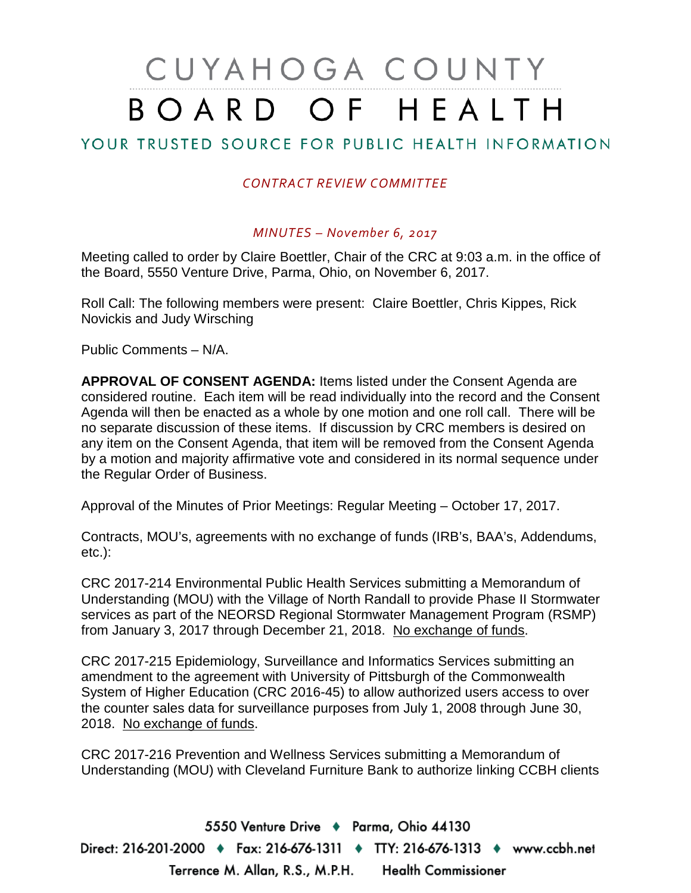# CUYAHOGA COUNTY BOARD OF HEALTH

## YOUR TRUSTED SOURCE FOR PUBLIC HEALTH INFORMATION

*CONTRACT REVIEW COMMITTEE*

*MINUTES – November 6, 2017*

Meeting called to order by Claire Boettler, Chair of the CRC at 9:03 a.m. in the office of the Board, 5550 Venture Drive, Parma, Ohio, on November 6, 2017.

Roll Call: The following members were present: Claire Boettler, Chris Kippes, Rick Novickis and Judy Wirsching

Public Comments – N/A.

**APPROVAL OF CONSENT AGENDA:** Items listed under the Consent Agenda are considered routine. Each item will be read individually into the record and the Consent Agenda will then be enacted as a whole by one motion and one roll call. There will be no separate discussion of these items. If discussion by CRC members is desired on any item on the Consent Agenda, that item will be removed from the Consent Agenda by a motion and majority affirmative vote and considered in its normal sequence under the Regular Order of Business.

Approval of the Minutes of Prior Meetings: Regular Meeting – October 17, 2017.

Contracts, MOU's, agreements with no exchange of funds (IRB's, BAA's, Addendums, etc.):

CRC 2017-214 Environmental Public Health Services submitting a Memorandum of Understanding (MOU) with the Village of North Randall to provide Phase II Stormwater services as part of the NEORSD Regional Stormwater Management Program (RSMP) from January 3, 2017 through December 21, 2018. No exchange of funds.

CRC 2017-215 Epidemiology, Surveillance and Informatics Services submitting an amendment to the agreement with University of Pittsburgh of the Commonwealth System of Higher Education (CRC 2016-45) to allow authorized users access to over the counter sales data for surveillance purposes from July 1, 2008 through June 30, 2018. No exchange of funds.

CRC 2017-216 Prevention and Wellness Services submitting a Memorandum of Understanding (MOU) with Cleveland Furniture Bank to authorize linking CCBH clients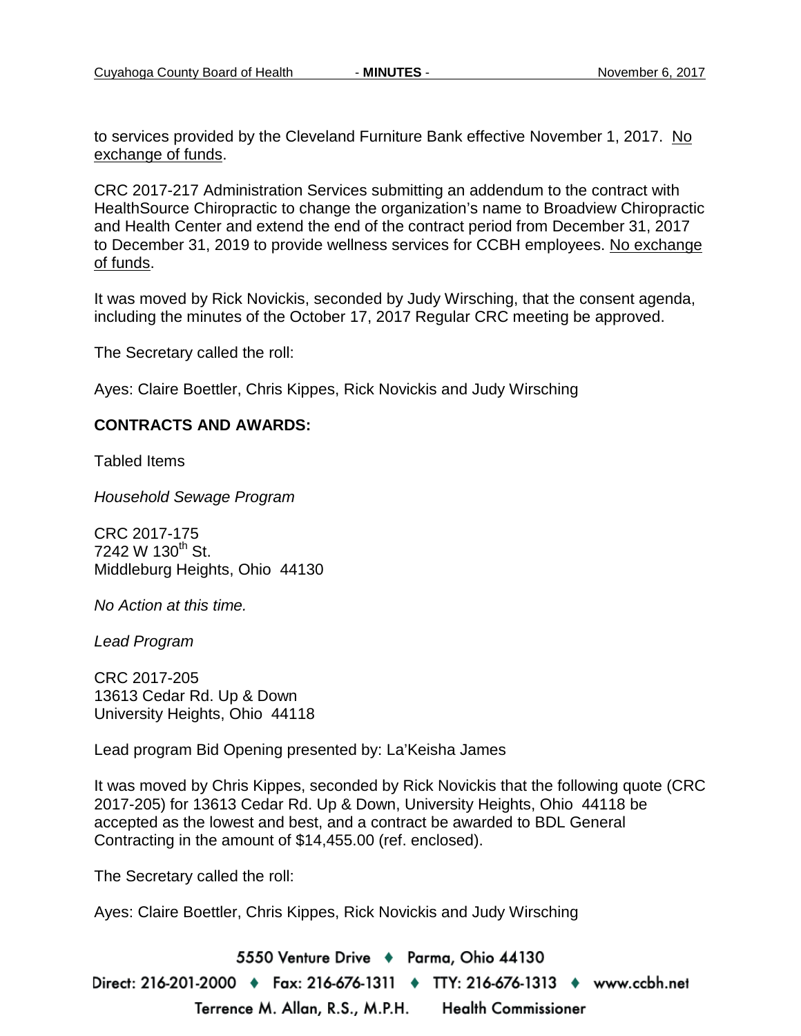to services provided by the Cleveland Furniture Bank effective November 1, 2017. <u>No exchange of funds</u>.

CRC 2017-217 Administration Services submitting an addendum to the contract with HealthSource Chiropractic to change the organization's name to Broadview Chiropractic and Health Center and extend the end of the contract period from December 31, 2017 to December 31, 2019 to provide wellness services for CCBH employees. <u>No exchange of funds</u>.

It was moved by Rick Novickis, seconded by Judy Wirsching, that the consent agenda, including the minutes of the October 17, 2017 Regular CRC meeting be approved.

The Secretary called the roll:

Ayes: Claire Boettler, Chris Kippes, Rick Novickis and Judy Wirsching

**CONTRACTS AND AWARDS:**

Tabled Items

*Household Sewage Program*

CRC 2017-175
7242 W 130th St.
Middleburg Heights, Ohio 44130

*No Action at this time.*

*Lead Program*

CRC 2017-205
13613 Cedar Rd. Up & Down
University Heights, Ohio 44118

Lead program Bid Opening presented by: La'Keisha James

It was moved by Chris Kippes, seconded by Rick Novickis that the following quote (CRC 2017-205) for 13613 Cedar Rd. Up & Down, University Heights, Ohio 44118 be accepted as the lowest and best, and a contract be awarded to BDL General Contracting in the amount of $14,455.00 (ref. enclosed).

The Secretary called the roll:

Ayes: Claire Boettler, Chris Kippes, Rick Novickis and Judy Wirsching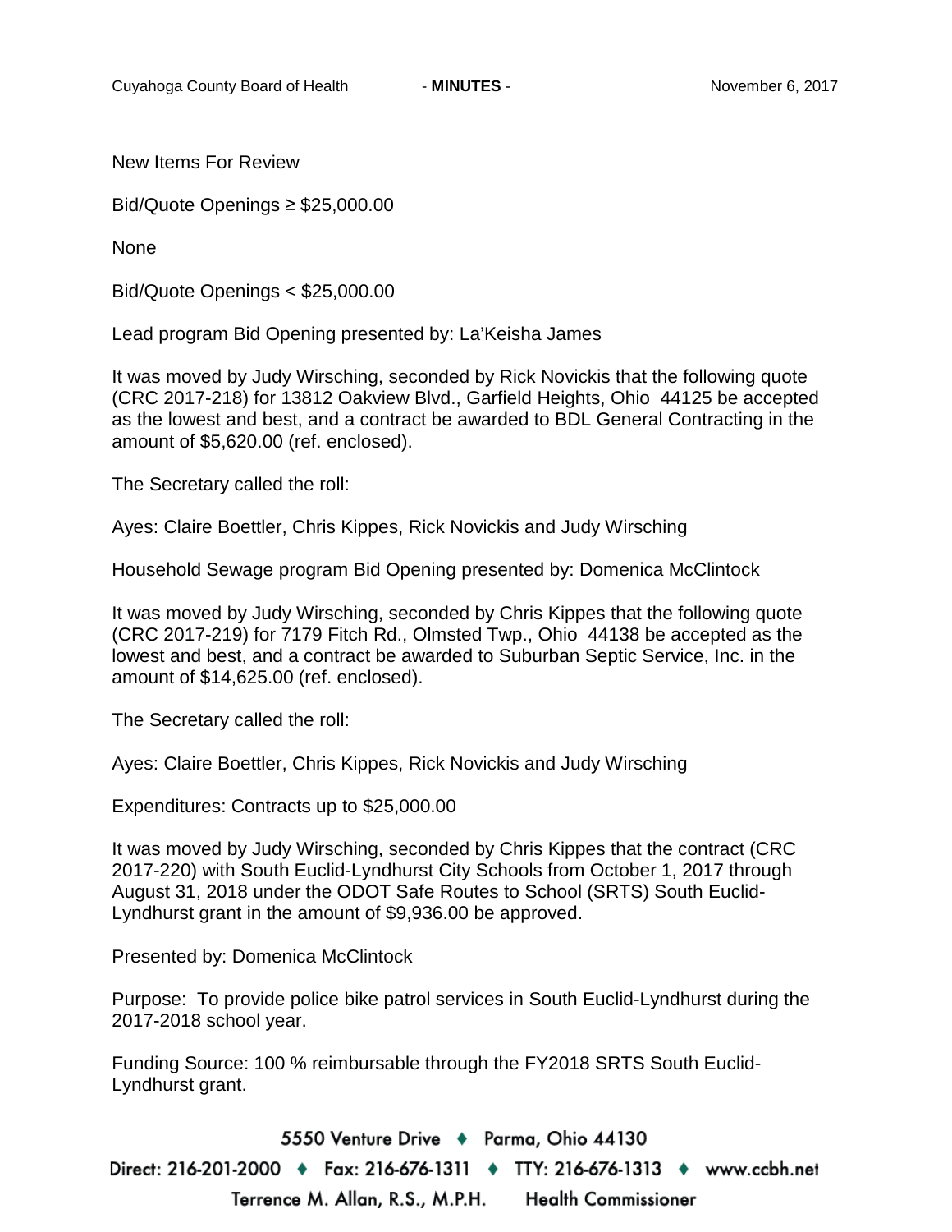New Items For Review

Bid/Quote Openings ≥ $25,000.00

None

Bid/Quote Openings < $25,000.00

Lead program Bid Opening presented by: La'Keisha James

It was moved by Judy Wirsching, seconded by Rick Novickis that the following quote (CRC 2017-218) for 13812 Oakview Blvd., Garfield Heights, Ohio 44125 be accepted as the lowest and best, and a contract be awarded to BDL General Contracting in the amount of $5,620.00 (ref. enclosed).

The Secretary called the roll:

Ayes: Claire Boettler, Chris Kippes, Rick Novickis and Judy Wirsching

Household Sewage program Bid Opening presented by: Domenica McClintock

It was moved by Judy Wirsching, seconded by Chris Kippes that the following quote (CRC 2017-219) for 7179 Fitch Rd., Olmsted Twp., Ohio 44138 be accepted as the lowest and best, and a contract be awarded to Suburban Septic Service, Inc. in the amount of $14,625.00 (ref. enclosed).

The Secretary called the roll:

Ayes: Claire Boettler, Chris Kippes, Rick Novickis and Judy Wirsching

Expenditures: Contracts up to $25,000.00

It was moved by Judy Wirsching, seconded by Chris Kippes that the contract (CRC 2017-220) with South Euclid-Lyndhurst City Schools from October 1, 2017 through August 31, 2018 under the ODOT Safe Routes to School (SRTS) South Euclid-Lyndhurst grant in the amount of $9,936.00 be approved.

Presented by: Domenica McClintock

Purpose: To provide police bike patrol services in South Euclid-Lyndhurst during the 2017-2018 school year.

Funding Source: 100 % reimbursable through the FY2018 SRTS South Euclid-Lyndhurst grant.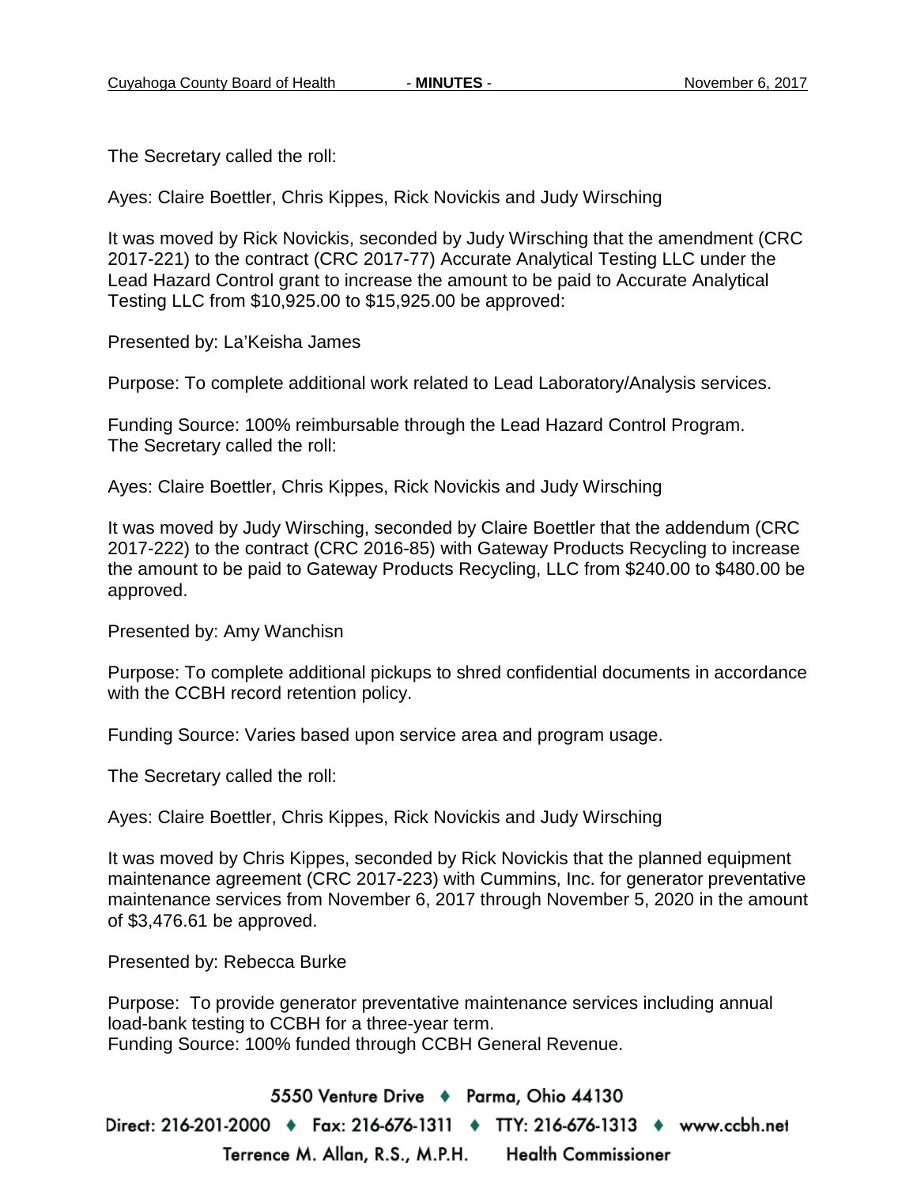The Secretary called the roll:

Ayes: Claire Boettler, Chris Kippes, Rick Novickis and Judy Wirsching

It was moved by Rick Novickis, seconded by Judy Wirsching that the amendment (CRC 2017-221) to the contract (CRC 2017-77) Accurate Analytical Testing LLC under the Lead Hazard Control grant to increase the amount to be paid to Accurate Analytical Testing LLC from $10,925.00 to $15,925.00 be approved:

Presented by: La'Keisha James

Purpose: To complete additional work related to Lead Laboratory/Analysis services.

Funding Source: 100% reimbursable through the Lead Hazard Control Program.
The Secretary called the roll:

Ayes: Claire Boettler, Chris Kippes, Rick Novickis and Judy Wirsching

It was moved by Judy Wirsching, seconded by Claire Boettler that the addendum (CRC 2017-222) to the contract (CRC 2016-85) with Gateway Products Recycling to increase the amount to be paid to Gateway Products Recycling, LLC from $240.00 to $480.00 be approved.

Presented by: Amy Wanchisn

Purpose: To complete additional pickups to shred confidential documents in accordance with the CCBH record retention policy.

Funding Source: Varies based upon service area and program usage.

The Secretary called the roll:

Ayes: Claire Boettler, Chris Kippes, Rick Novickis and Judy Wirsching

It was moved by Chris Kippes, seconded by Rick Novickis that the planned equipment maintenance agreement (CRC 2017-223) with Cummins, Inc. for generator preventative maintenance services from November 6, 2017 through November 5, 2020 in the amount of $3,476.61 be approved.

Presented by: Rebecca Burke

Purpose: To provide generator preventative maintenance services including annual load-bank testing to CCBH for a three-year term.
Funding Source: 100% funded through CCBH General Revenue.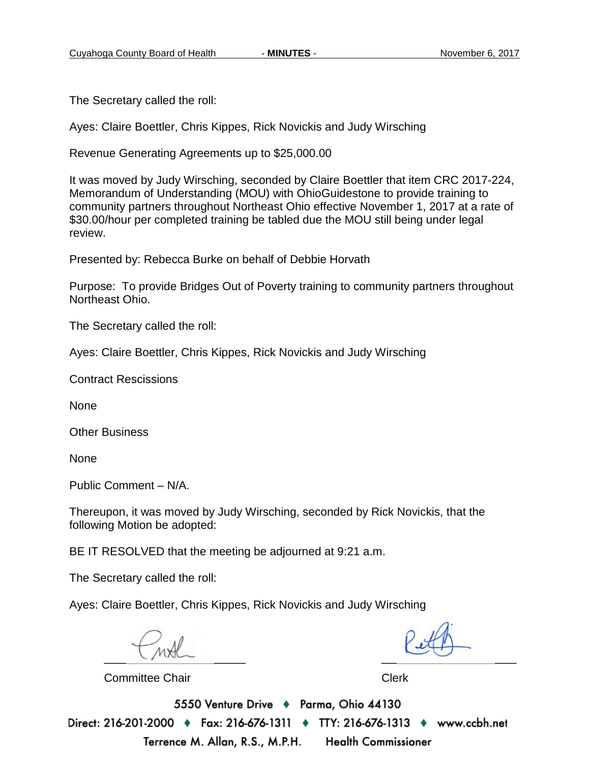The Secretary called the roll:

Ayes: Claire Boettler, Chris Kippes, Rick Novickis and Judy Wirsching

Revenue Generating Agreements up to $25,000.00

It was moved by Judy Wirsching, seconded by Claire Boettler that item CRC 2017-224, Memorandum of Understanding (MOU) with OhioGuidestone to provide training to community partners throughout Northeast Ohio effective November 1, 2017 at a rate of $30.00/hour per completed training be tabled due the MOU still being under legal review.

Presented by: Rebecca Burke on behalf of Debbie Horvath

Purpose: To provide Bridges Out of Poverty training to community partners throughout Northeast Ohio.

The Secretary called the roll:

Ayes: Claire Boettler, Chris Kippes, Rick Novickis and Judy Wirsching

Contract Rescissions

None

Other Business

None

Public Comment – N/A.

Thereupon, it was moved by Judy Wirsching, seconded by Rick Novickis, that the following Motion be adopted:

BE IT RESOLVED that the meeting be adjourned at 9:21 a.m.

The Secretary called the roll:

Ayes: Claire Boettler, Chris Kippes, Rick Novickis and Judy Wirsching

Committee Chair

Clerk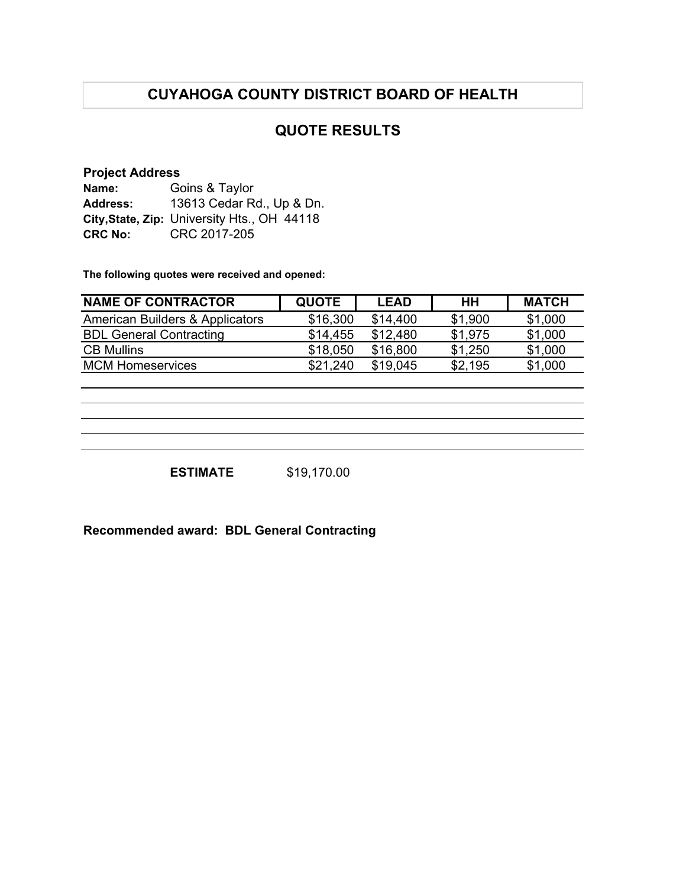# CUYAHOGA COUNTY DISTRICT BOARD OF HEALTH

## QUOTE RESULTS

**Project Address**

**Name:** Goins & Taylor
**Address:** 13613 Cedar Rd., Up & Dn.
**City,State, Zip:** University Hts., OH 44118
**CRC No:** CRC 2017-205

**The following quotes were received and opened:**

| NAME OF CONTRACTOR | QUOTE | LEAD | HH | MATCH |
|---|---|---|---|---|
| American Builders & Applicators | $16,300 | $14,400 | $1,900 | $1,000 |
| BDL General Contracting | $14,455 | $12,480 | $1,975 | $1,000 |
| CB Mullins | $18,050 | $16,800 | $1,250 | $1,000 |
| MCM Homeservices | $21,240 | $19,045 | $2,195 | $1,000 |

**ESTIMATE** $19,170.00

**Recommended award: BDL General Contracting**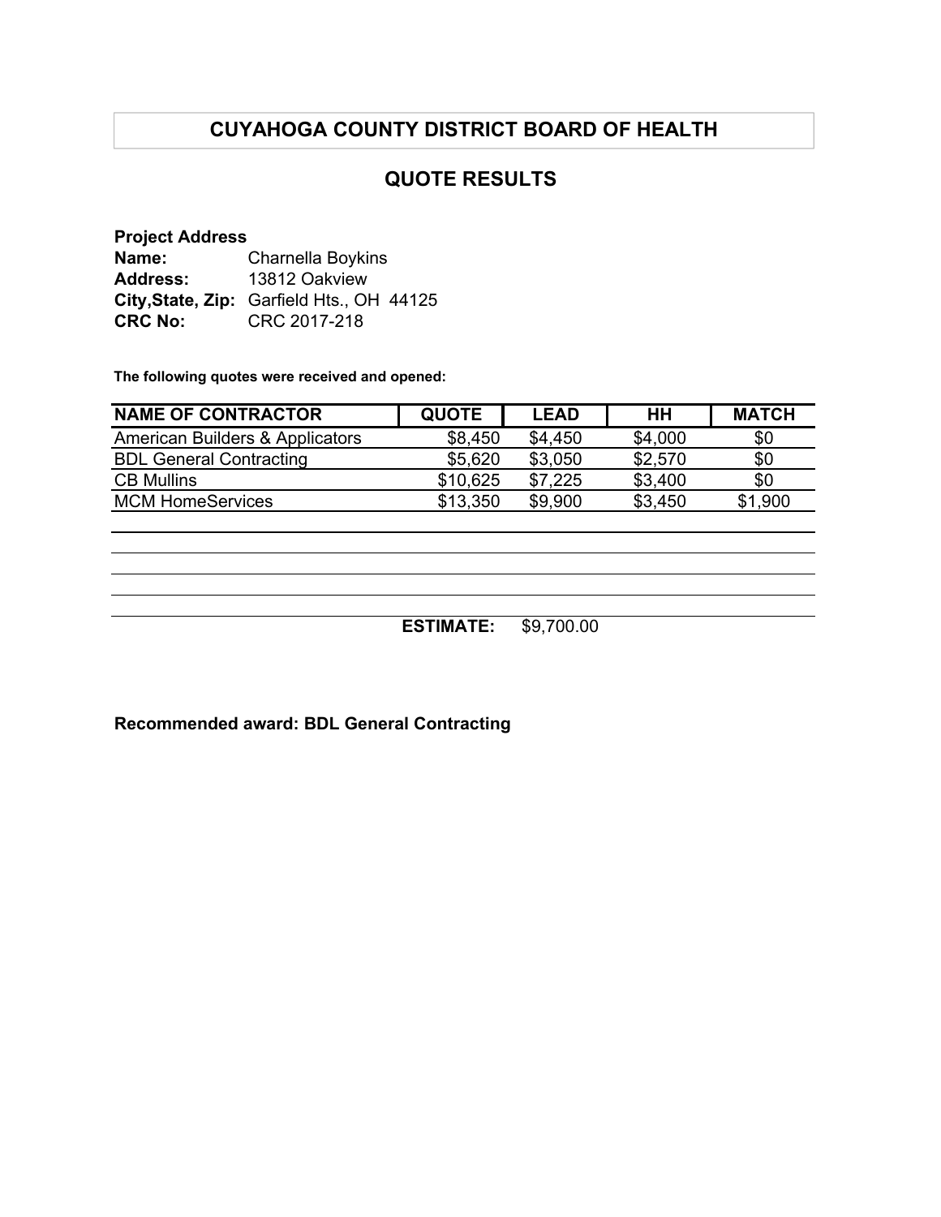# CUYAHOGA COUNTY DISTRICT BOARD OF HEALTH

## QUOTE RESULTS

**Project Address**
**Name:** Charnella Boykins
**Address:** 13812 Oakview
**City,State, Zip:** Garfield Hts., OH 44125
**CRC No:** CRC 2017-218

**The following quotes were received and opened:**

| NAME OF CONTRACTOR | QUOTE | LEAD | HH | MATCH |
|---|---|---|---|---|
| American Builders & Applicators | $8,450 | $4,450 | $4,000 | $0 |
| BDL General Contracting | $5,620 | $3,050 | $2,570 | $0 |
| CB Mullins | $10,625 | $7,225 | $3,400 | $0 |
| MCM HomeServices | $13,350 | $9,900 | $3,450 | $1,900 |

**ESTIMATE:** $9,700.00

**Recommended award: BDL General Contracting**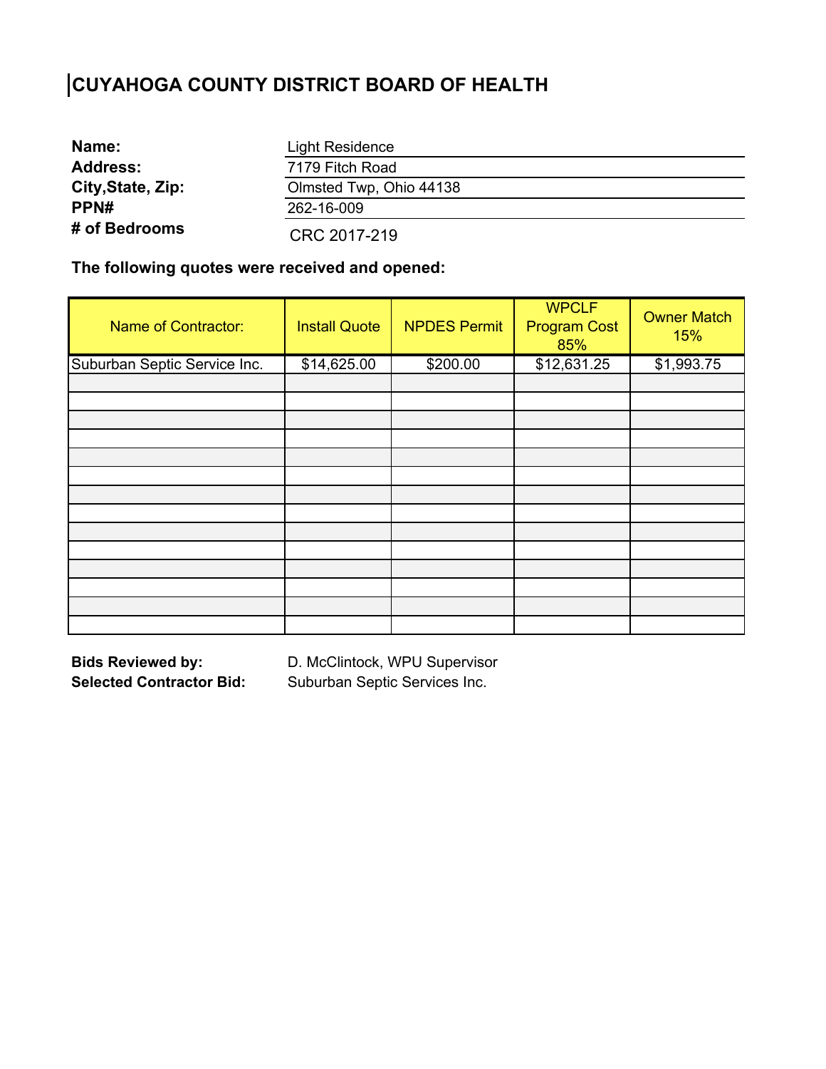# CUYAHOGA COUNTY DISTRICT BOARD OF HEALTH

**Name:** Light Residence
**Address:** 7179 Fitch Road
**City,State, Zip:** Olmsted Twp, Ohio 44138
**PPN#** 262-16-009
**# of Bedrooms** CRC 2017-219

**The following quotes were received and opened:**

| Name of Contractor: | Install Quote | NPDES Permit | WPCLF Program Cost 85% | Owner Match 15% |
|---|---|---|---|---|
| Suburban Septic Service Inc. | $14,625.00 | $200.00 | $12,631.25 | $1,993.75 |
| | | | | |
| | | | | |
| | | | | |
| | | | | |
| | | | | |
| | | | | |
| | | | | |
| | | | | |
| | | | | |
| | | | | |
| | | | | |
| | | | | |
| | | | | |
| | | | | |

**Bids Reviewed by:** D. McClintock, WPU Supervisor
**Selected Contractor Bid:** Suburban Septic Services Inc.